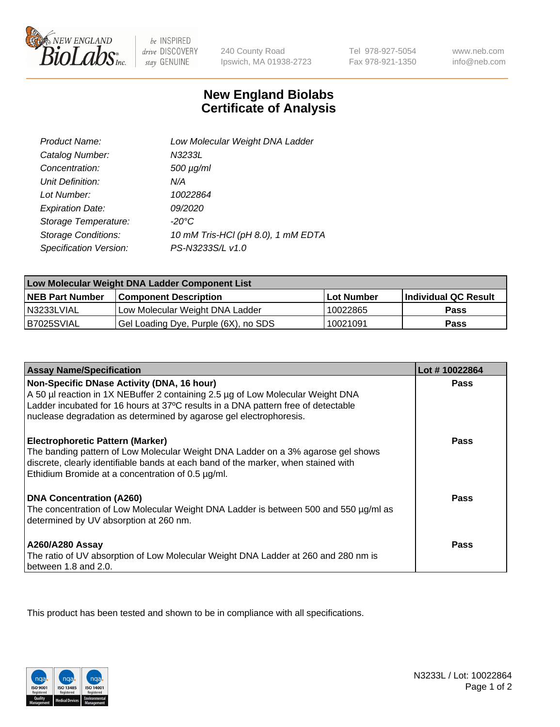# New England Biolabs Certificate of Analysis

| | |
|---|---|
| Product Name: | Low Molecular Weight DNA Ladder |
| Catalog Number: | N3233L |
| Concentration: | 500 µg/ml |
| Unit Definition: | N/A |
| Lot Number: | 10022864 |
| Expiration Date: | 09/2020 |
| Storage Temperature: | -20°C |
| Storage Conditions: | 10 mM Tris-HCl (pH 8.0), 1 mM EDTA |
| Specification Version: | PS-N3233S/L v1.0 |

| Low Molecular Weight DNA Ladder Component List | | | |
|---|---|---|---|
| **NEB Part Number** | **Component Description** | **Lot Number** | **Individual QC Result** |
| N3233LVIAL | Low Molecular Weight DNA Ladder | 10022865 | Pass |
| B7025SVIAL | Gel Loading Dye, Purple (6X), no SDS | 10021091 | Pass |

| Assay Name/Specification | Lot # 10022864 |
|---|---|
| **Non-Specific DNase Activity (DNA, 16 hour)**<br>A 50 µl reaction in 1X NEBuffer 2 containing 2.5 µg of Low Molecular Weight DNA Ladder incubated for 16 hours at 37ºC results in a DNA pattern free of detectable nuclease degradation as determined by agarose gel electrophoresis. | Pass |
| **Electrophoretic Pattern (Marker)**<br>The banding pattern of Low Molecular Weight DNA Ladder on a 3% agarose gel shows discrete, clearly identifiable bands at each band of the marker, when stained with Ethidium Bromide at a concentration of 0.5 µg/ml. | Pass |
| **DNA Concentration (A260)**<br>The concentration of Low Molecular Weight DNA Ladder is between 500 and 550 µg/ml as determined by UV absorption at 260 nm. | Pass |
| **A260/A280 Assay**<br>The ratio of UV absorption of Low Molecular Weight DNA Ladder at 260 and 280 nm is between 1.8 and 2.0. | Pass |

This product has been tested and shown to be in compliance with all specifications.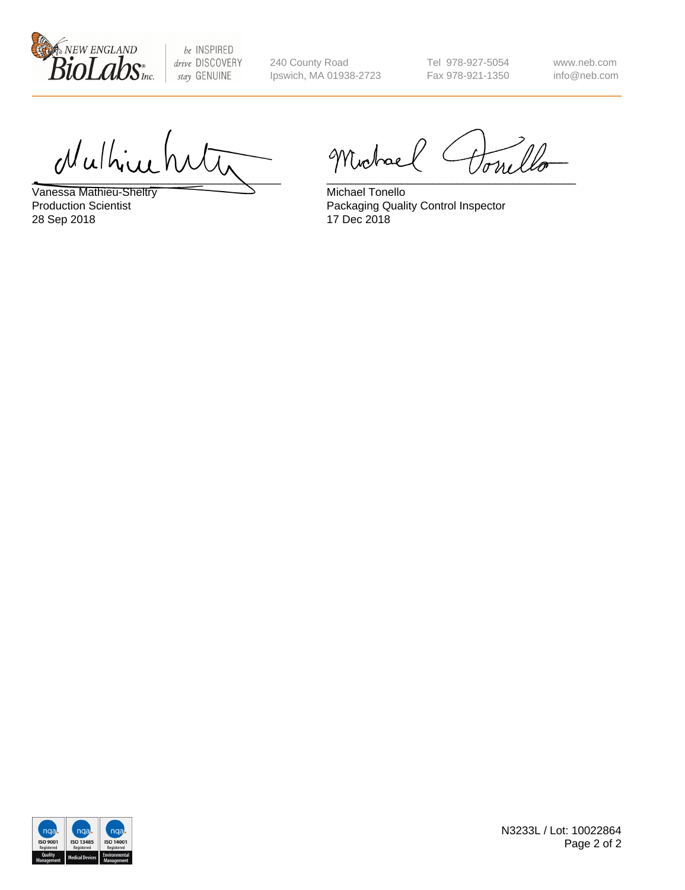Vanessa Mathieu-Sheltry
Production Scientist
28 Sep 2018

Michael Tonello
Packaging Quality Control Inspector
17 Dec 2018